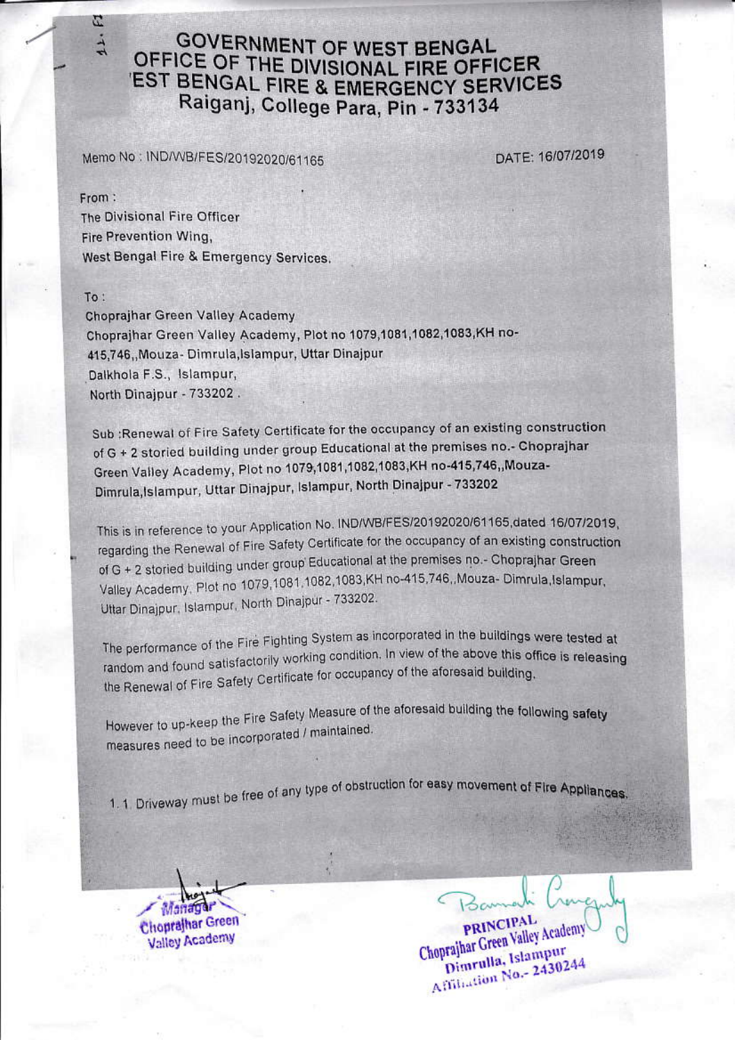# GOVERNMENT OF WEST BENGAL
## OFFICE OF THE DIVISIONAL FIRE OFFICER
## 'EST BENGAL FIRE & EMERGENCY SERVICES
### Raiganj, College Para, Pin - 733134

Memo No : IND/WB/FES/20192020/61165 DATE: 16/07/2019

From :
The Divisional Fire Officer
Fire Prevention Wing,
West Bengal Fire & Emergency Services.

To :
Choprajhar Green Valley Academy
Choprajhar Green Valley Academy, Plot no 1079,1081,1082,1083,KH no-415,746,,Mouza- Dimrula,Islampur, Uttar Dinajpur
Dalkhola F.S., Islampur,
North Dinajpur - 733202 .

Sub :Renewal of Fire Safety Certificate for the occupancy of an existing construction of G + 2 storied building under group Educational at the premises no.- Choprajhar Green Valley Academy, Plot no 1079,1081,1082,1083,KH no-415,746,,Mouza-Dimrula,Islampur, Uttar Dinajpur, Islampur, North Dinajpur - 733202

This is in reference to your Application No. IND/WB/FES/20192020/61165,dated 16/07/2019, regarding the Renewal of Fire Safety Certificate for the occupancy of an existing construction of G + 2 storied building under group Educational at the premises no.- Choprajhar Green Valley Academy. Plot no 1079,1081,1082,1083,KH no-415,746,,Mouza- Dimrula,Islampur, Uttar Dinajpur, Islampur, North Dinajpur - 733202.

The performance of the Fire Fighting System as incorporated in the buildings were tested at random and found satisfactorily working condition. In view of the above this office is releasing the Renewal of Fire Safety Certificate for occupancy of the aforesaid building.

However to up-keep the Fire Safety Measure of the aforesaid building the following safety measures need to be incorporated / maintained.

1. 1. Driveway must be free of any type of obstruction for easy movement of Fire Appliances.

Manager
Choprajhar Green
Valley Academy

PRINCIPAL
Choprajhar Green Valley Academy
Dimrulla, Islampur
Affiliation No.- 2430244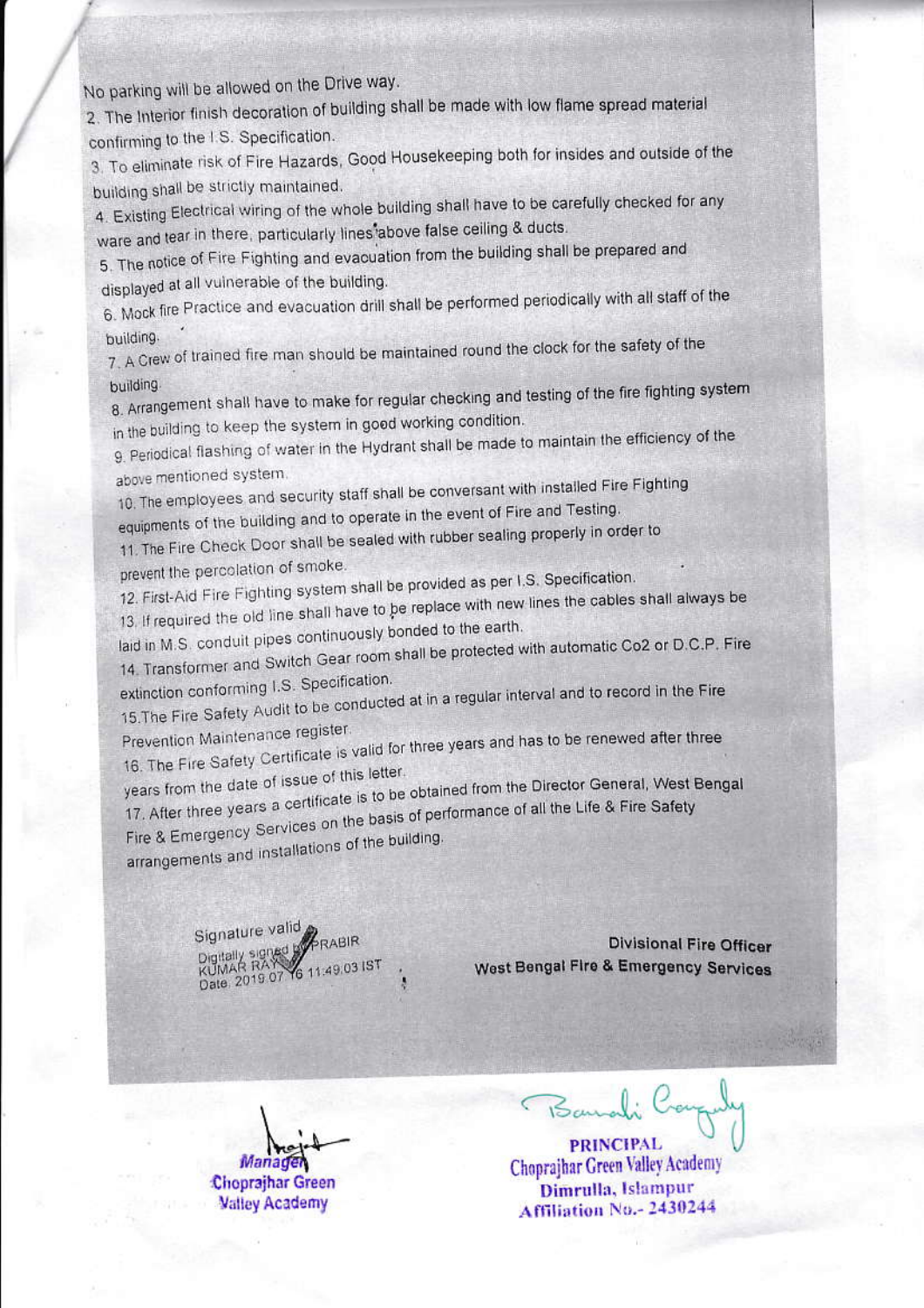No parking will be allowed on the Drive way.

2. The Interior finish decoration of building shall be made with low flame spread material confirming to the I.S. Specification.
3. To eliminate risk of Fire Hazards, Good Housekeeping both for insides and outside of the building shall be strictly maintained.
4. Existing Electrical wiring of the whole building shall have to be carefully checked for any ware and tear in there, particularly lines above false ceiling & ducts.
5. The notice of Fire Fighting and evacuation from the building shall be prepared and displayed at all vulnerable of the building.
6. Mock fire Practice and evacuation drill shall be performed periodically with all staff of the building.
7. A Crew of trained fire man should be maintained round the clock for the safety of the building.
8. Arrangement shall have to make for regular checking and testing of the fire fighting system in the building to keep the system in good working condition.
9. Periodical flashing of water in the Hydrant shall be made to maintain the efficiency of the above mentioned system.
10. The employees and security staff shall be conversant with installed Fire Fighting equipments of the building and to operate in the event of Fire and Testing.
11. The Fire Check Door shall be sealed with rubber sealing properly in order to prevent the percolation of smoke.
12. First-Aid Fire Fighting system shall be provided as per I.S. Specification.
13. If required the old line shall have to be replace with new lines the cables shall always be laid in M.S. conduit pipes continuously bonded to the earth.
14. Transformer and Switch Gear room shall be protected with automatic Co2 or D.C.P. Fire extinction conforming I.S. Specification.
15. The Fire Safety Audit to be conducted at in a regular interval and to record in the Fire Prevention Maintenance register.
16. The Fire Safety Certificate is valid for three years and has to be renewed after three years from the date of issue of this letter.
17. After three years a certificate is to be obtained from the Director General, West Bengal Fire & Emergency Services on the basis of performance of all the Life & Fire Safety arrangements and installations of the building.

Signature valid
Digitally signed by PRABIR KUMAR RAY
Date: 2019.07.16 11:49:03 IST

**Divisional Fire Officer**
**West Bengal Fire & Emergency Services**

Manager
Choprajhar Green Valley Academy

**PRINCIPAL**
**Choprajhar Green Valley Academy**
**Dimrulla, Islampur**
**Affiliation No.- 2430244**